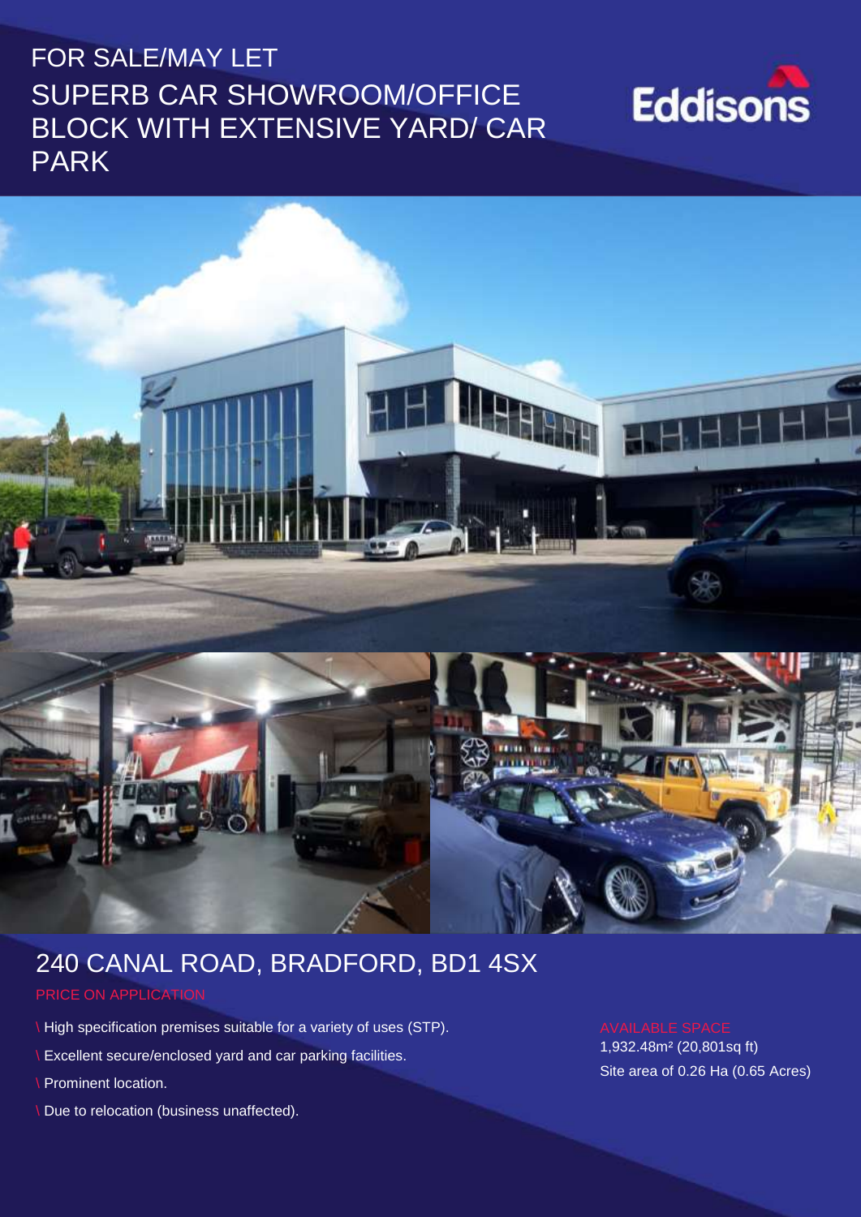FOR SALE/MAY LET

# SUPERB CAR SHOWROOM/OFFICE BLOCK WITH EXTENSIVE YARD/ CAR PARK

Eddisons

## 240 CANAL ROAD, BRADFORD, BD1 4SX

PRICE ON APPLICATION

- High specification premises suitable for a variety of uses (STP).
- Excellent secure/enclosed yard and car parking facilities.
- Prominent location.
- Due to relocation (business unaffected).

AVAILABLE SPACE

1,932.48m² (20,801sq ft)

Site area of 0.26 Ha (0.65 Acres)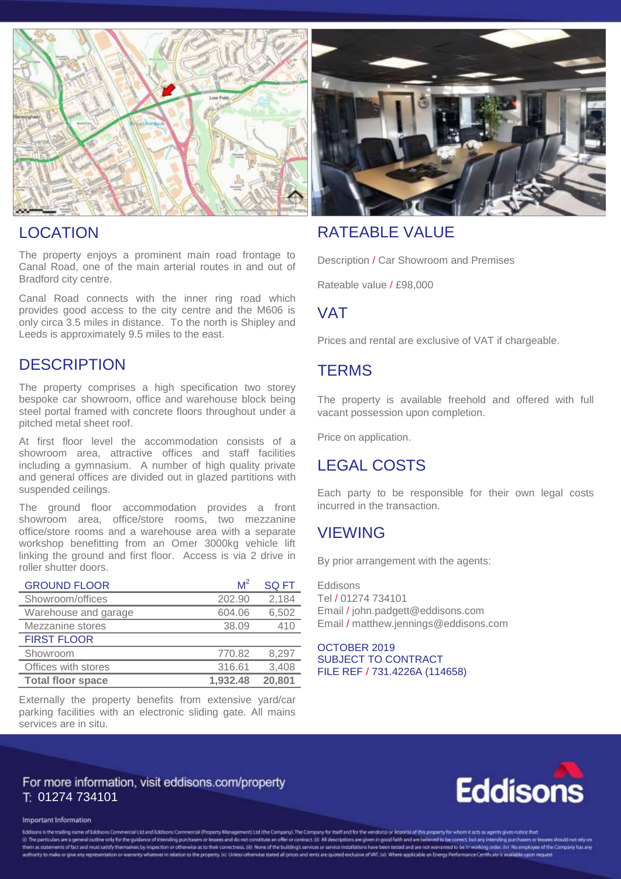## LOCATION

The property enjoys a prominent main road frontage to Canal Road, one of the main arterial routes in and out of Bradford city centre.

Canal Road connects with the inner ring road which provides good access to the city centre and the M606 is only circa 3.5 miles in distance. To the north is Shipley and Leeds is approximately 9.5 miles to the east.

## DESCRIPTION

The property comprises a high specification two storey bespoke car showroom, office and warehouse block being steel portal framed with concrete floors throughout under a pitched metal sheet roof.

At first floor level the accommodation consists of a showroom area, attractive offices and staff facilities including a gymnasium. A number of high quality private and general offices are divided out in glazed partitions with suspended ceilings.

The ground floor accommodation provides a front showroom area, office/store rooms, two mezzanine office/store rooms and a warehouse area with a separate workshop benefitting from an Omer 3000kg vehicle lift linking the ground and first floor. Access is via 2 drive in roller shutter doors.

| GROUND FLOOR | $M^2$ | SQ FT |
|---|---|---|
| Showroom/offices | 202.90 | 2,184 |
| Warehouse and garage | 604.06 | 6,502 |
| Mezzanine stores | 38.09 | 410 |
| FIRST FLOOR | | |
| Showroom | 770.82 | 8,297 |
| Offices with stores | 316.61 | 3,408 |
| **Total floor space** | **1,932.48** | **20,801** |

Externally the property benefits from extensive yard/car parking facilities with an electronic sliding gate. All mains services are in situ.

## RATEABLE VALUE

Description / Car Showroom and Premises

Rateable value / £98,000

## VAT

Prices and rental are exclusive of VAT if chargeable.

## TERMS

The property is available freehold and offered with full vacant possession upon completion.

Price on application.

## LEGAL COSTS

Each party to be responsible for their own legal costs incurred in the transaction.

## VIEWING

By prior arrangement with the agents:

Eddisons
Tel / 01274 734101
Email / john.padgett@eddisons.com
Email / matthew.jennings@eddisons.com

OCTOBER 2019
SUBJECT TO CONTRACT
FILE REF / 731.4226A (114658)

For more information, visit eddisons.com/property
T: 01274 734101

Important Information

Eddisons is the trading name of Eddisons Commercial Ltd and Eddisons Commercial (Property Management) Ltd (the Company). The Company for itself and for the vendor(s) or lessor(s) of this property for whom it acts as agents gives notice that: (i) The particulars are a general outline only for the guidance of intending purchasers or lessees and do not constitute an offer or contract. (ii) All descriptions are given in good faith and are believed to be correct, but any intending purchasers or lessees should not rely on them as statements of fact and must satisfy themselves by inspection or otherwise as to their correctness. (iii) None of the building's services or service installations have been tested and are not warranted to be in working order. (iv) No employee of the Company has any authority to make or give any representation or warranty whatever in relation to the property. (v) Unless otherwise stated all prices and rents are quoted exclusive of VAT. (vi) Where applicable an Energy Performance Certificate is available upon request.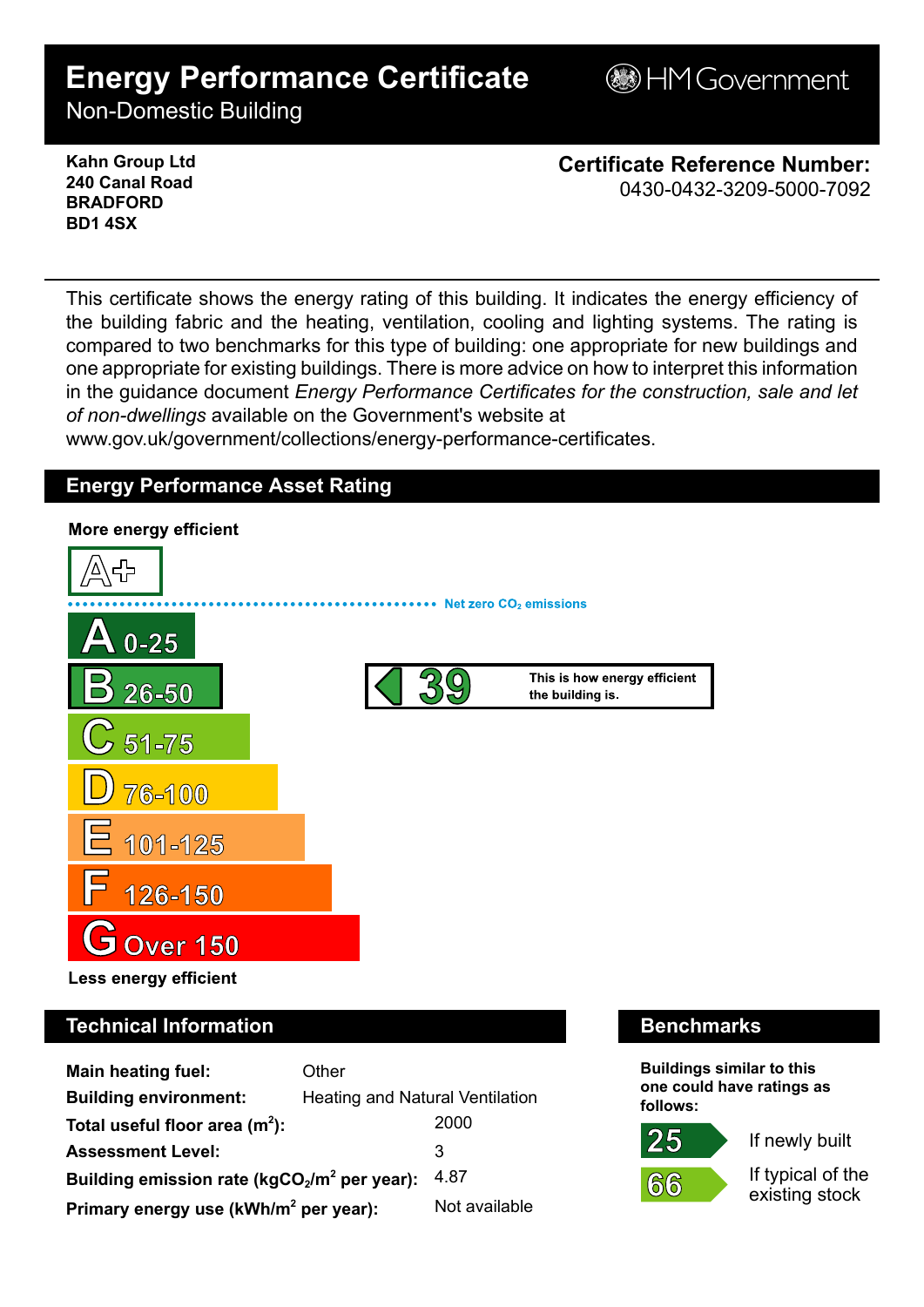# Energy Performance Certificate

Non-Domestic Building

HM Government

**Kahn Group Ltd**
**240 Canal Road**
**BRADFORD**
**BD1 4SX**

**Certificate Reference Number:**
0430-0432-3209-5000-7092

This certificate shows the energy rating of this building. It indicates the energy efficiency of the building fabric and the heating, ventilation, cooling and lighting systems. The rating is compared to two benchmarks for this type of building: one appropriate for new buildings and one appropriate for existing buildings. There is more advice on how to interpret this information in the guidance document *Energy Performance Certificates for the construction, sale and let of non-dwellings* available on the Government's website at www.gov.uk/government/collections/energy-performance-certificates.

## Energy Performance Asset Rating

**More energy efficient**

A+

Net zero $CO_2$ emissions

A 0-25

B 26-50

C 51-75

D 76-100

E 101-125

F 126-150

G Over 150

**Less energy efficient**

39 — **This is how energy efficient the building is.**

## Technical Information

| | |
|---|---|
| **Main heating fuel:** | Other |
| **Building environment:** | Heating and Natural Ventilation |
| **Total useful floor area ($m^2$):** | 2000 |
| **Assessment Level:** | 3 |
| **Building emission rate ($kgCO_2/m^2$ per year):** | 4.87 |
| **Primary energy use ($kWh/m^2$ per year):** | Not available |

## Benchmarks

**Buildings similar to this one could have ratings as follows:**

25 — If newly built

66 — If typical of the existing stock